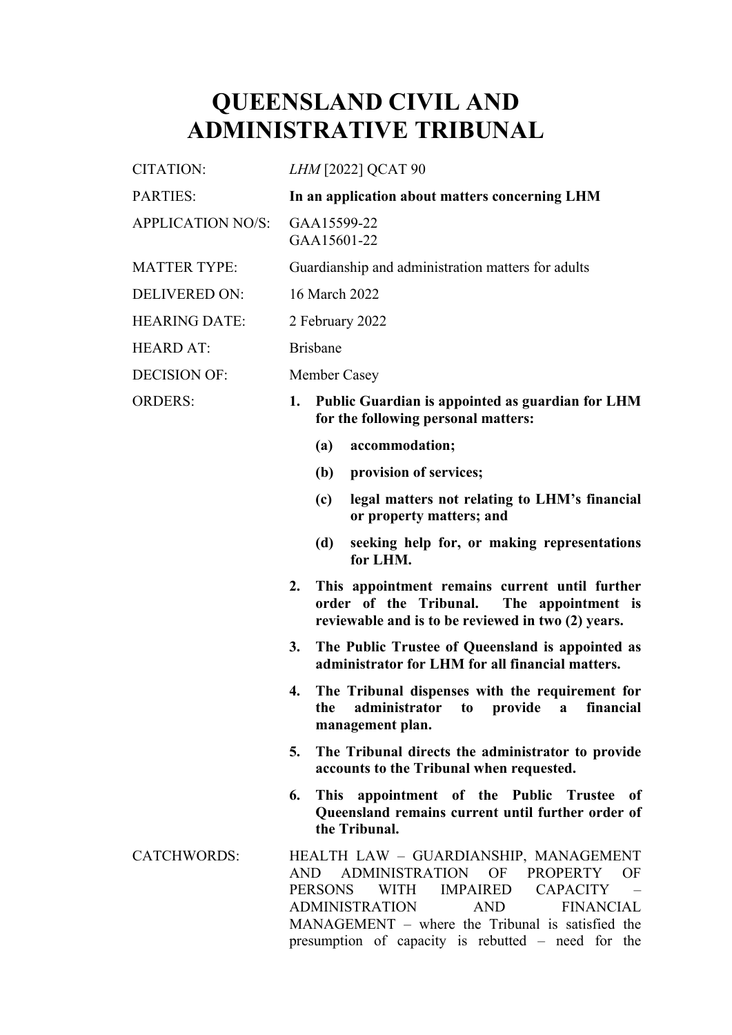# QUEENSLAND CIVIL AND ADMINISTRATIVE TRIBUNAL

| | |
|---|---|
| CITATION: | *LHM* [2022] QCAT 90 |
| PARTIES: | **In an application about matters concerning LHM** |
| APPLICATION NO/S: | GAA15599-22<br>GAA15601-22 |
| MATTER TYPE: | Guardianship and administration matters for adults |
| DELIVERED ON: | 16 March 2022 |
| HEARING DATE: | 2 February 2022 |
| HEARD AT: | Brisbane |
| DECISION OF: | Member Casey |
| ORDERS: | **1. Public Guardian is appointed as guardian for LHM for the following personal matters:**<br>**(a) accommodation;**<br>**(b) provision of services;**<br>**(c) legal matters not relating to LHM's financial or property matters; and**<br>**(d) seeking help for, or making representations for LHM.**<br>**2. This appointment remains current until further order of the Tribunal. The appointment is reviewable and is to be reviewed in two (2) years.**<br>**3. The Public Trustee of Queensland is appointed as administrator for LHM for all financial matters.**<br>**4. The Tribunal dispenses with the requirement for the administrator to provide a financial management plan.**<br>**5. The Tribunal directs the administrator to provide accounts to the Tribunal when requested.**<br>**6. This appointment of the Public Trustee of Queensland remains current until further order of the Tribunal.** |
| CATCHWORDS: | HEALTH LAW – GUARDIANSHIP, MANAGEMENT AND ADMINISTRATION OF PROPERTY OF PERSONS WITH IMPAIRED CAPACITY – ADMINISTRATION AND FINANCIAL MANAGEMENT – where the Tribunal is satisfied the presumption of capacity is rebutted – need for the |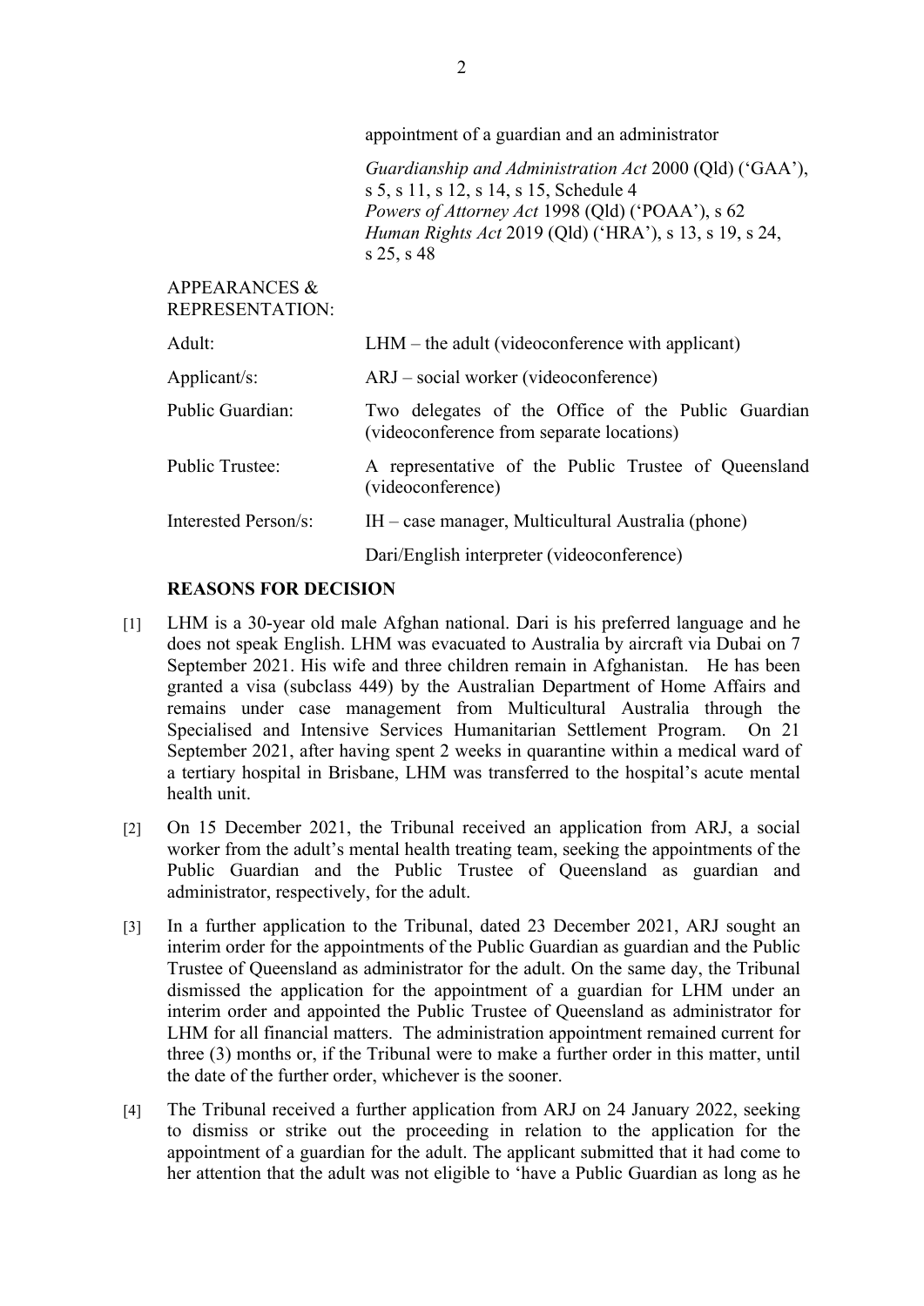appointment of a guardian and an administrator

*Guardianship and Administration Act* 2000 (Qld) ('GAA'), s 5, s 11, s 12, s 14, s 15, Schedule 4
*Powers of Attorney Act* 1998 (Qld) ('POAA'), s 62
*Human Rights Act* 2019 (Qld) ('HRA'), s 13, s 19, s 24, s 25, s 48

APPEARANCES & REPRESENTATION:

| | |
|---|---|
| Adult: | LHM – the adult (videoconference with applicant) |
| Applicant/s: | ARJ – social worker (videoconference) |
| Public Guardian: | Two delegates of the Office of the Public Guardian (videoconference from separate locations) |
| Public Trustee: | A representative of the Public Trustee of Queensland (videoconference) |
| Interested Person/s: | IH – case manager, Multicultural Australia (phone) |
| | Dari/English interpreter (videoconference) |

**REASONS FOR DECISION**

[1] LHM is a 30-year old male Afghan national. Dari is his preferred language and he does not speak English. LHM was evacuated to Australia by aircraft via Dubai on 7 September 2021. His wife and three children remain in Afghanistan. He has been granted a visa (subclass 449) by the Australian Department of Home Affairs and remains under case management from Multicultural Australia through the Specialised and Intensive Services Humanitarian Settlement Program. On 21 September 2021, after having spent 2 weeks in quarantine within a medical ward of a tertiary hospital in Brisbane, LHM was transferred to the hospital's acute mental health unit.

[2] On 15 December 2021, the Tribunal received an application from ARJ, a social worker from the adult's mental health treating team, seeking the appointments of the Public Guardian and the Public Trustee of Queensland as guardian and administrator, respectively, for the adult.

[3] In a further application to the Tribunal, dated 23 December 2021, ARJ sought an interim order for the appointments of the Public Guardian as guardian and the Public Trustee of Queensland as administrator for the adult. On the same day, the Tribunal dismissed the application for the appointment of a guardian for LHM under an interim order and appointed the Public Trustee of Queensland as administrator for LHM for all financial matters. The administration appointment remained current for three (3) months or, if the Tribunal were to make a further order in this matter, until the date of the further order, whichever is the sooner.

[4] The Tribunal received a further application from ARJ on 24 January 2022, seeking to dismiss or strike out the proceeding in relation to the application for the appointment of a guardian for the adult. The applicant submitted that it had come to her attention that the adult was not eligible to 'have a Public Guardian as long as he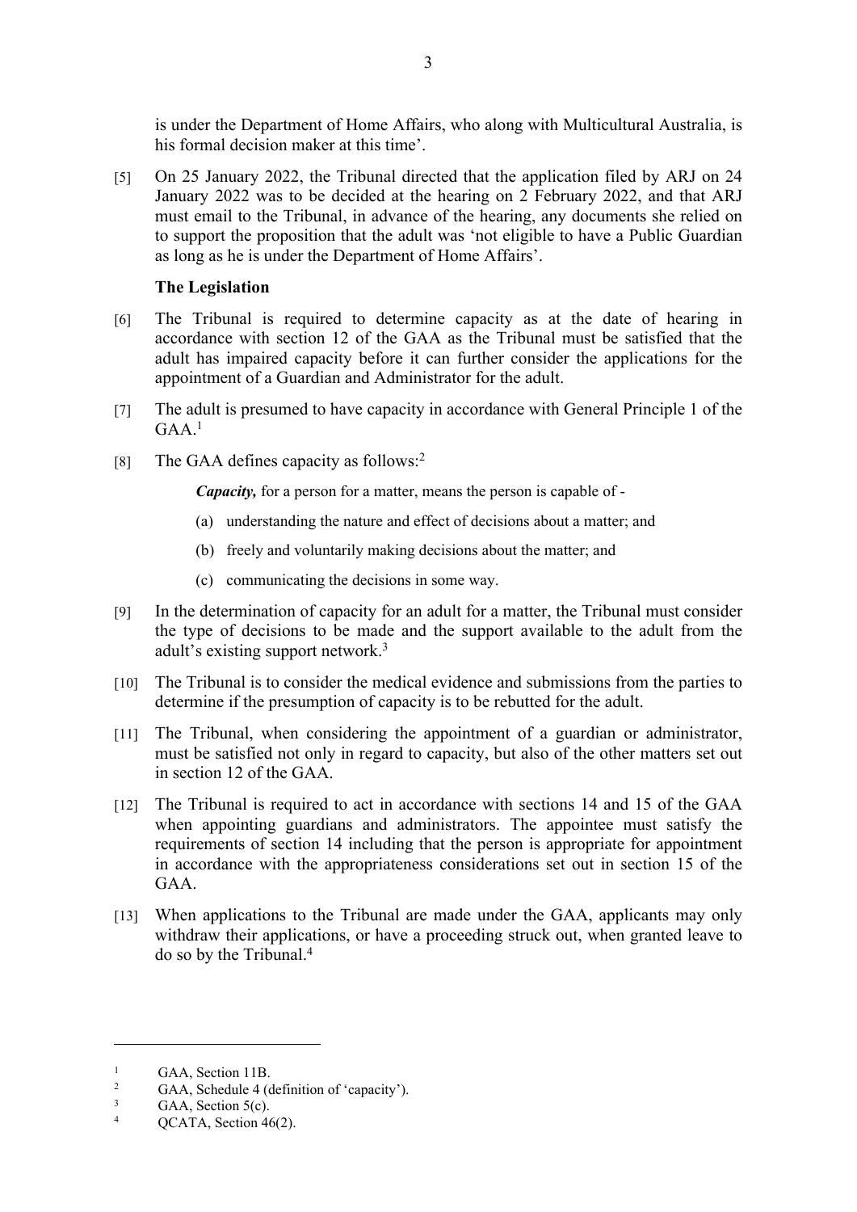is under the Department of Home Affairs, who along with Multicultural Australia, is his formal decision maker at this time'.

[5] On 25 January 2022, the Tribunal directed that the application filed by ARJ on 24 January 2022 was to be decided at the hearing on 2 February 2022, and that ARJ must email to the Tribunal, in advance of the hearing, any documents she relied on to support the proposition that the adult was 'not eligible to have a Public Guardian as long as he is under the Department of Home Affairs'.

**The Legislation**

[6] The Tribunal is required to determine capacity as at the date of hearing in accordance with section 12 of the GAA as the Tribunal must be satisfied that the adult has impaired capacity before it can further consider the applications for the appointment of a Guardian and Administrator for the adult.

[7] The adult is presumed to have capacity in accordance with General Principle 1 of the GAA.[1]

[8] The GAA defines capacity as follows:[2]

> ***Capacity,*** for a person for a matter, means the person is capable of -
>
> (a) understanding the nature and effect of decisions about a matter; and
>
> (b) freely and voluntarily making decisions about the matter; and
>
> (c) communicating the decisions in some way.

[9] In the determination of capacity for an adult for a matter, the Tribunal must consider the type of decisions to be made and the support available to the adult from the adult's existing support network.[3]

[10] The Tribunal is to consider the medical evidence and submissions from the parties to determine if the presumption of capacity is to be rebutted for the adult.

[11] The Tribunal, when considering the appointment of a guardian or administrator, must be satisfied not only in regard to capacity, but also of the other matters set out in section 12 of the GAA.

[12] The Tribunal is required to act in accordance with sections 14 and 15 of the GAA when appointing guardians and administrators. The appointee must satisfy the requirements of section 14 including that the person is appropriate for appointment in accordance with the appropriateness considerations set out in section 15 of the GAA.

[13] When applications to the Tribunal are made under the GAA, applicants may only withdraw their applications, or have a proceeding struck out, when granted leave to do so by the Tribunal.[4]

---

[1] GAA, Section 11B.

[2] GAA, Schedule 4 (definition of 'capacity').

[3] GAA, Section 5(c).

[4] QCATA, Section 46(2).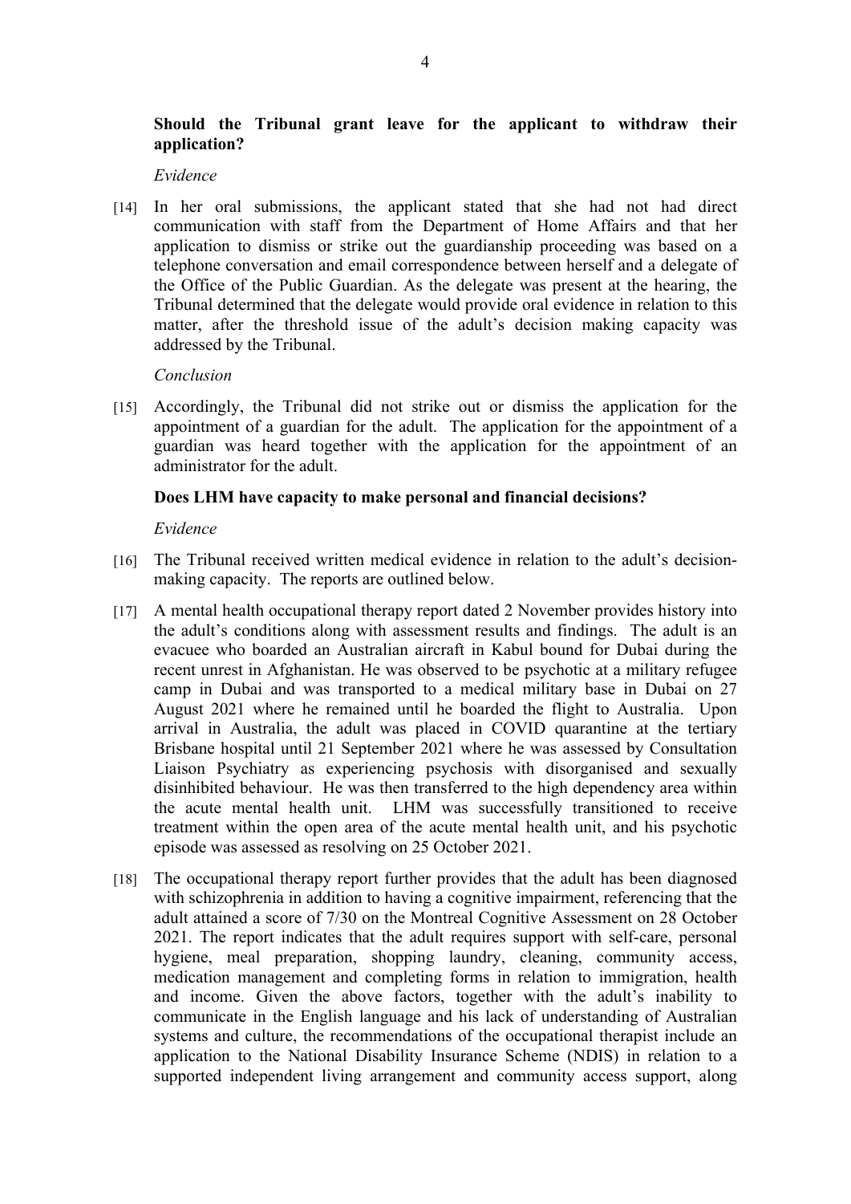**Should the Tribunal grant leave for the applicant to withdraw their application?**

*Evidence*

[14] In her oral submissions, the applicant stated that she had not had direct communication with staff from the Department of Home Affairs and that her application to dismiss or strike out the guardianship proceeding was based on a telephone conversation and email correspondence between herself and a delegate of the Office of the Public Guardian. As the delegate was present at the hearing, the Tribunal determined that the delegate would provide oral evidence in relation to this matter, after the threshold issue of the adult's decision making capacity was addressed by the Tribunal.

*Conclusion*

[15] Accordingly, the Tribunal did not strike out or dismiss the application for the appointment of a guardian for the adult. The application for the appointment of a guardian was heard together with the application for the appointment of an administrator for the adult.

**Does LHM have capacity to make personal and financial decisions?**

*Evidence*

[16] The Tribunal received written medical evidence in relation to the adult's decision-making capacity. The reports are outlined below.

[17] A mental health occupational therapy report dated 2 November provides history into the adult's conditions along with assessment results and findings. The adult is an evacuee who boarded an Australian aircraft in Kabul bound for Dubai during the recent unrest in Afghanistan. He was observed to be psychotic at a military refugee camp in Dubai and was transported to a medical military base in Dubai on 27 August 2021 where he remained until he boarded the flight to Australia. Upon arrival in Australia, the adult was placed in COVID quarantine at the tertiary Brisbane hospital until 21 September 2021 where he was assessed by Consultation Liaison Psychiatry as experiencing psychosis with disorganised and sexually disinhibited behaviour. He was then transferred to the high dependency area within the acute mental health unit. LHM was successfully transitioned to receive treatment within the open area of the acute mental health unit, and his psychotic episode was assessed as resolving on 25 October 2021.

[18] The occupational therapy report further provides that the adult has been diagnosed with schizophrenia in addition to having a cognitive impairment, referencing that the adult attained a score of 7/30 on the Montreal Cognitive Assessment on 28 October 2021. The report indicates that the adult requires support with self-care, personal hygiene, meal preparation, shopping laundry, cleaning, community access, medication management and completing forms in relation to immigration, health and income. Given the above factors, together with the adult's inability to communicate in the English language and his lack of understanding of Australian systems and culture, the recommendations of the occupational therapist include an application to the National Disability Insurance Scheme (NDIS) in relation to a supported independent living arrangement and community access support, along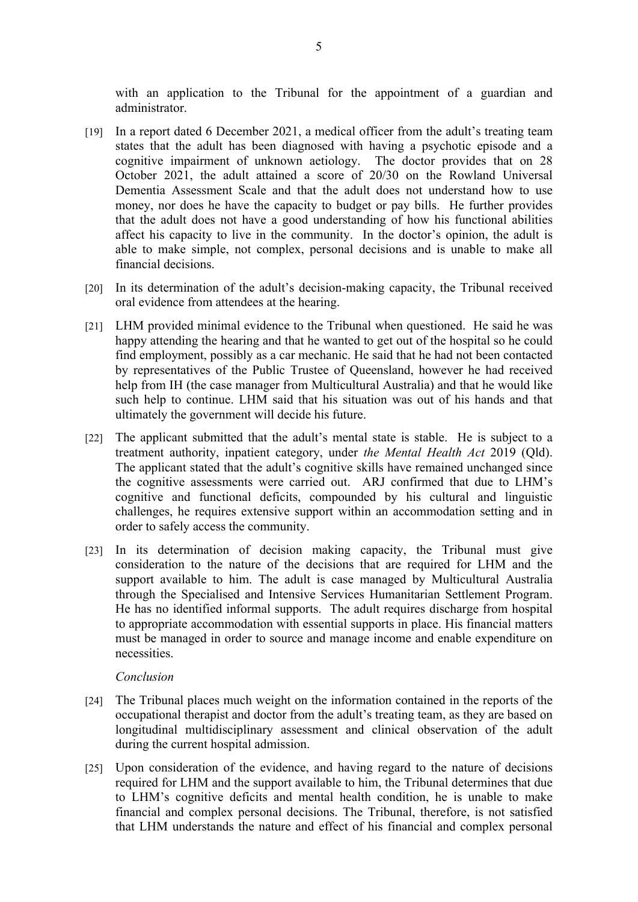with an application to the Tribunal for the appointment of a guardian and administrator.

[19] In a report dated 6 December 2021, a medical officer from the adult's treating team states that the adult has been diagnosed with having a psychotic episode and a cognitive impairment of unknown aetiology. The doctor provides that on 28 October 2021, the adult attained a score of 20/30 on the Rowland Universal Dementia Assessment Scale and that the adult does not understand how to use money, nor does he have the capacity to budget or pay bills. He further provides that the adult does not have a good understanding of how his functional abilities affect his capacity to live in the community. In the doctor's opinion, the adult is able to make simple, not complex, personal decisions and is unable to make all financial decisions.

[20] In its determination of the adult's decision-making capacity, the Tribunal received oral evidence from attendees at the hearing.

[21] LHM provided minimal evidence to the Tribunal when questioned. He said he was happy attending the hearing and that he wanted to get out of the hospital so he could find employment, possibly as a car mechanic. He said that he had not been contacted by representatives of the Public Trustee of Queensland, however he had received help from IH (the case manager from Multicultural Australia) and that he would like such help to continue. LHM said that his situation was out of his hands and that ultimately the government will decide his future.

[22] The applicant submitted that the adult's mental state is stable. He is subject to a treatment authority, inpatient category, under *the Mental Health Act* 2019 (Qld). The applicant stated that the adult's cognitive skills have remained unchanged since the cognitive assessments were carried out. ARJ confirmed that due to LHM's cognitive and functional deficits, compounded by his cultural and linguistic challenges, he requires extensive support within an accommodation setting and in order to safely access the community.

[23] In its determination of decision making capacity, the Tribunal must give consideration to the nature of the decisions that are required for LHM and the support available to him. The adult is case managed by Multicultural Australia through the Specialised and Intensive Services Humanitarian Settlement Program. He has no identified informal supports. The adult requires discharge from hospital to appropriate accommodation with essential supports in place. His financial matters must be managed in order to source and manage income and enable expenditure on necessities.

*Conclusion*

[24] The Tribunal places much weight on the information contained in the reports of the occupational therapist and doctor from the adult's treating team, as they are based on longitudinal multidisciplinary assessment and clinical observation of the adult during the current hospital admission.

[25] Upon consideration of the evidence, and having regard to the nature of decisions required for LHM and the support available to him, the Tribunal determines that due to LHM's cognitive deficits and mental health condition, he is unable to make financial and complex personal decisions. The Tribunal, therefore, is not satisfied that LHM understands the nature and effect of his financial and complex personal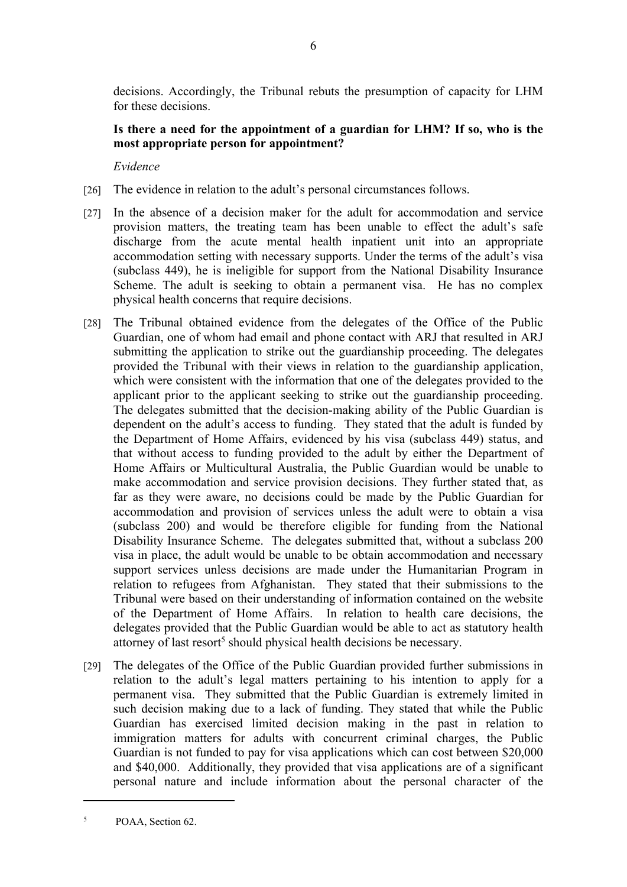decisions. Accordingly, the Tribunal rebuts the presumption of capacity for LHM for these decisions.

**Is there a need for the appointment of a guardian for LHM? If so, who is the most appropriate person for appointment?**

*Evidence*

[26] The evidence in relation to the adult's personal circumstances follows.

[27] In the absence of a decision maker for the adult for accommodation and service provision matters, the treating team has been unable to effect the adult's safe discharge from the acute mental health inpatient unit into an appropriate accommodation setting with necessary supports. Under the terms of the adult's visa (subclass 449), he is ineligible for support from the National Disability Insurance Scheme. The adult is seeking to obtain a permanent visa. He has no complex physical health concerns that require decisions.

[28] The Tribunal obtained evidence from the delegates of the Office of the Public Guardian, one of whom had email and phone contact with ARJ that resulted in ARJ submitting the application to strike out the guardianship proceeding. The delegates provided the Tribunal with their views in relation to the guardianship application, which were consistent with the information that one of the delegates provided to the applicant prior to the applicant seeking to strike out the guardianship proceeding. The delegates submitted that the decision-making ability of the Public Guardian is dependent on the adult's access to funding. They stated that the adult is funded by the Department of Home Affairs, evidenced by his visa (subclass 449) status, and that without access to funding provided to the adult by either the Department of Home Affairs or Multicultural Australia, the Public Guardian would be unable to make accommodation and service provision decisions. They further stated that, as far as they were aware, no decisions could be made by the Public Guardian for accommodation and provision of services unless the adult were to obtain a visa (subclass 200) and would be therefore eligible for funding from the National Disability Insurance Scheme. The delegates submitted that, without a subclass 200 visa in place, the adult would be unable to be obtain accommodation and necessary support services unless decisions are made under the Humanitarian Program in relation to refugees from Afghanistan. They stated that their submissions to the Tribunal were based on their understanding of information contained on the website of the Department of Home Affairs. In relation to health care decisions, the delegates provided that the Public Guardian would be able to act as statutory health attorney of last resort[5] should physical health decisions be necessary.

[29] The delegates of the Office of the Public Guardian provided further submissions in relation to the adult's legal matters pertaining to his intention to apply for a permanent visa. They submitted that the Public Guardian is extremely limited in such decision making due to a lack of funding. They stated that while the Public Guardian has exercised limited decision making in the past in relation to immigration matters for adults with concurrent criminal charges, the Public Guardian is not funded to pay for visa applications which can cost between $20,000 and $40,000. Additionally, they provided that visa applications are of a significant personal nature and include information about the personal character of the

---

[5] POAA, Section 62.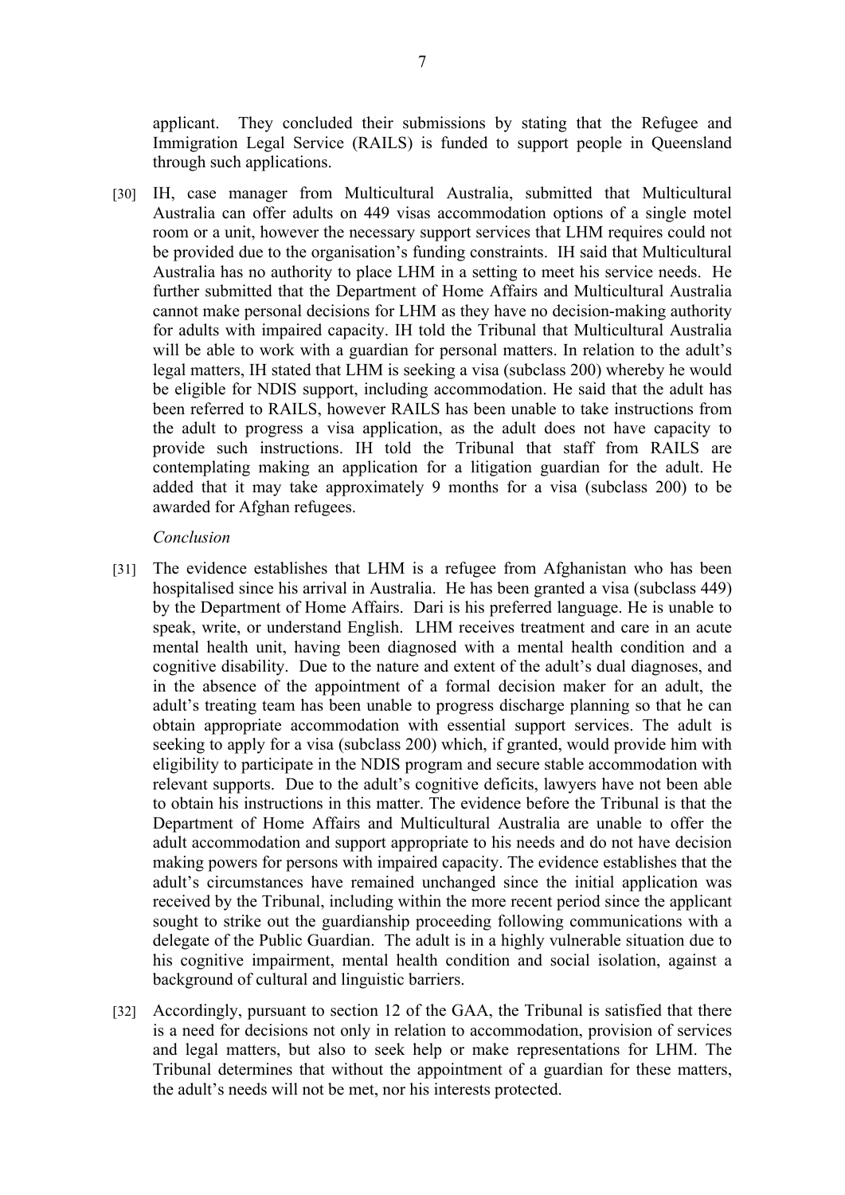applicant. They concluded their submissions by stating that the Refugee and Immigration Legal Service (RAILS) is funded to support people in Queensland through such applications.

[30] IH, case manager from Multicultural Australia, submitted that Multicultural Australia can offer adults on 449 visas accommodation options of a single motel room or a unit, however the necessary support services that LHM requires could not be provided due to the organisation's funding constraints. IH said that Multicultural Australia has no authority to place LHM in a setting to meet his service needs. He further submitted that the Department of Home Affairs and Multicultural Australia cannot make personal decisions for LHM as they have no decision-making authority for adults with impaired capacity. IH told the Tribunal that Multicultural Australia will be able to work with a guardian for personal matters. In relation to the adult's legal matters, IH stated that LHM is seeking a visa (subclass 200) whereby he would be eligible for NDIS support, including accommodation. He said that the adult has been referred to RAILS, however RAILS has been unable to take instructions from the adult to progress a visa application, as the adult does not have capacity to provide such instructions. IH told the Tribunal that staff from RAILS are contemplating making an application for a litigation guardian for the adult. He added that it may take approximately 9 months for a visa (subclass 200) to be awarded for Afghan refugees.

*Conclusion*

[31] The evidence establishes that LHM is a refugee from Afghanistan who has been hospitalised since his arrival in Australia. He has been granted a visa (subclass 449) by the Department of Home Affairs. Dari is his preferred language. He is unable to speak, write, or understand English. LHM receives treatment and care in an acute mental health unit, having been diagnosed with a mental health condition and a cognitive disability. Due to the nature and extent of the adult's dual diagnoses, and in the absence of the appointment of a formal decision maker for an adult, the adult's treating team has been unable to progress discharge planning so that he can obtain appropriate accommodation with essential support services. The adult is seeking to apply for a visa (subclass 200) which, if granted, would provide him with eligibility to participate in the NDIS program and secure stable accommodation with relevant supports. Due to the adult's cognitive deficits, lawyers have not been able to obtain his instructions in this matter. The evidence before the Tribunal is that the Department of Home Affairs and Multicultural Australia are unable to offer the adult accommodation and support appropriate to his needs and do not have decision making powers for persons with impaired capacity. The evidence establishes that the adult's circumstances have remained unchanged since the initial application was received by the Tribunal, including within the more recent period since the applicant sought to strike out the guardianship proceeding following communications with a delegate of the Public Guardian. The adult is in a highly vulnerable situation due to his cognitive impairment, mental health condition and social isolation, against a background of cultural and linguistic barriers.

[32] Accordingly, pursuant to section 12 of the GAA, the Tribunal is satisfied that there is a need for decisions not only in relation to accommodation, provision of services and legal matters, but also to seek help or make representations for LHM. The Tribunal determines that without the appointment of a guardian for these matters, the adult's needs will not be met, nor his interests protected.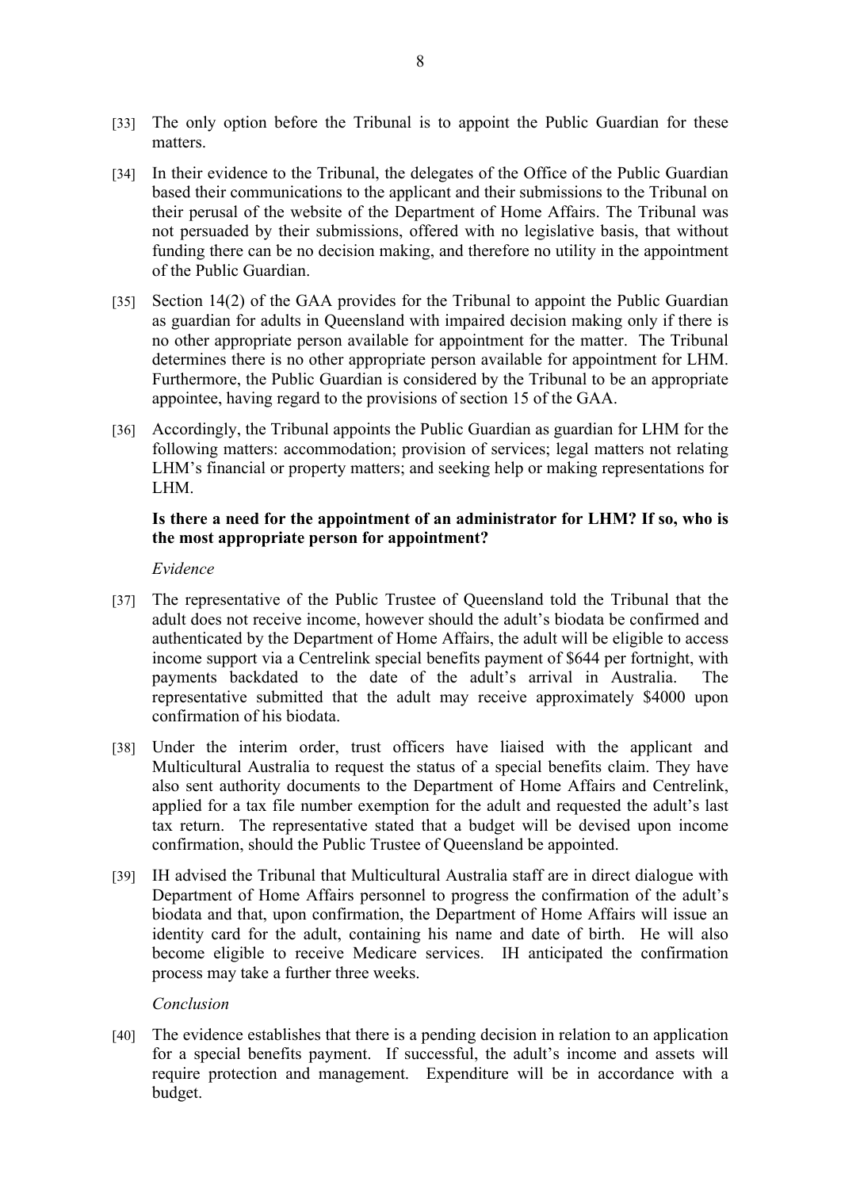[33] The only option before the Tribunal is to appoint the Public Guardian for these matters.

[34] In their evidence to the Tribunal, the delegates of the Office of the Public Guardian based their communications to the applicant and their submissions to the Tribunal on their perusal of the website of the Department of Home Affairs. The Tribunal was not persuaded by their submissions, offered with no legislative basis, that without funding there can be no decision making, and therefore no utility in the appointment of the Public Guardian.

[35] Section 14(2) of the GAA provides for the Tribunal to appoint the Public Guardian as guardian for adults in Queensland with impaired decision making only if there is no other appropriate person available for appointment for the matter. The Tribunal determines there is no other appropriate person available for appointment for LHM. Furthermore, the Public Guardian is considered by the Tribunal to be an appropriate appointee, having regard to the provisions of section 15 of the GAA.

[36] Accordingly, the Tribunal appoints the Public Guardian as guardian for LHM for the following matters: accommodation; provision of services; legal matters not relating LHM's financial or property matters; and seeking help or making representations for LHM.

**Is there a need for the appointment of an administrator for LHM? If so, who is the most appropriate person for appointment?**

*Evidence*

[37] The representative of the Public Trustee of Queensland told the Tribunal that the adult does not receive income, however should the adult's biodata be confirmed and authenticated by the Department of Home Affairs, the adult will be eligible to access income support via a Centrelink special benefits payment of $644 per fortnight, with payments backdated to the date of the adult's arrival in Australia. The representative submitted that the adult may receive approximately $4000 upon confirmation of his biodata.

[38] Under the interim order, trust officers have liaised with the applicant and Multicultural Australia to request the status of a special benefits claim. They have also sent authority documents to the Department of Home Affairs and Centrelink, applied for a tax file number exemption for the adult and requested the adult's last tax return. The representative stated that a budget will be devised upon income confirmation, should the Public Trustee of Queensland be appointed.

[39] IH advised the Tribunal that Multicultural Australia staff are in direct dialogue with Department of Home Affairs personnel to progress the confirmation of the adult's biodata and that, upon confirmation, the Department of Home Affairs will issue an identity card for the adult, containing his name and date of birth. He will also become eligible to receive Medicare services. IH anticipated the confirmation process may take a further three weeks.

*Conclusion*

[40] The evidence establishes that there is a pending decision in relation to an application for a special benefits payment. If successful, the adult's income and assets will require protection and management. Expenditure will be in accordance with a budget.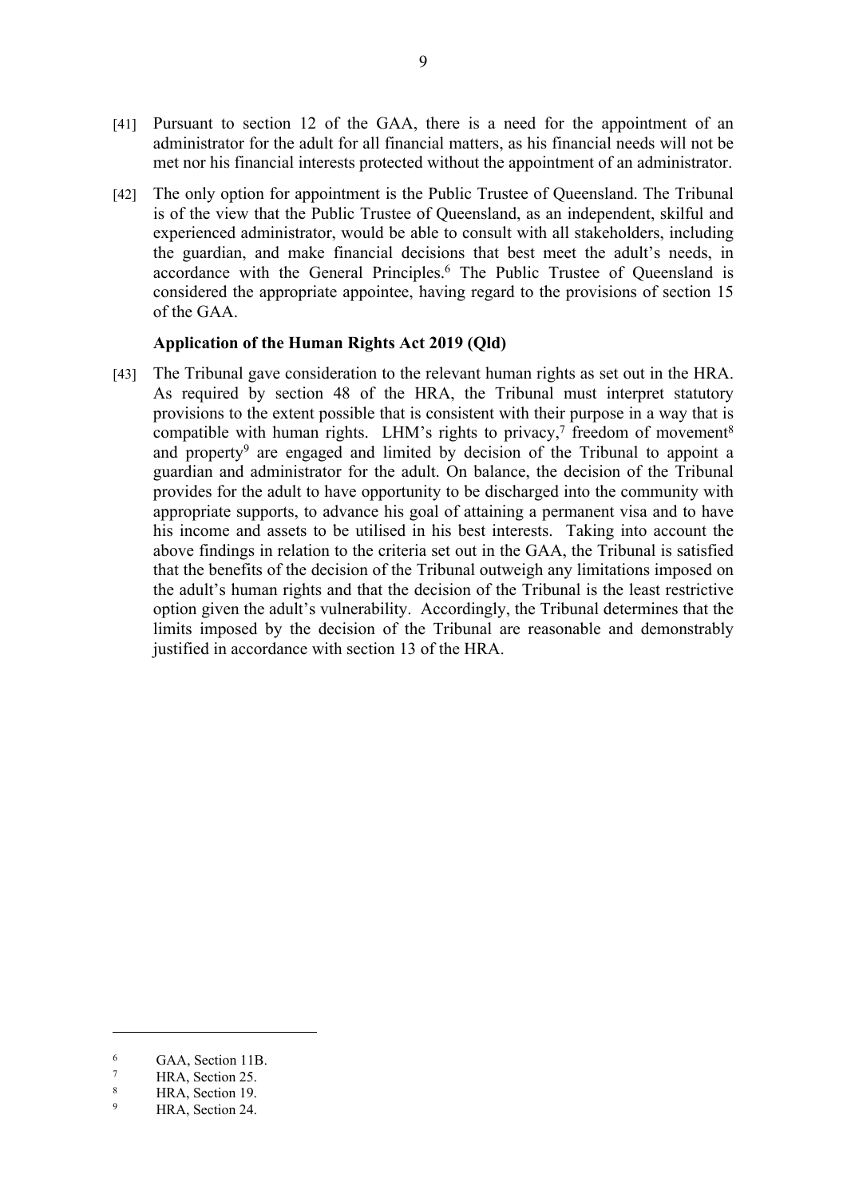[41] Pursuant to section 12 of the GAA, there is a need for the appointment of an administrator for the adult for all financial matters, as his financial needs will not be met nor his financial interests protected without the appointment of an administrator.

[42] The only option for appointment is the Public Trustee of Queensland. The Tribunal is of the view that the Public Trustee of Queensland, as an independent, skilful and experienced administrator, would be able to consult with all stakeholders, including the guardian, and make financial decisions that best meet the adult's needs, in accordance with the General Principles.[6] The Public Trustee of Queensland is considered the appropriate appointee, having regard to the provisions of section 15 of the GAA.

### Application of the Human Rights Act 2019 (Qld)

[43] The Tribunal gave consideration to the relevant human rights as set out in the HRA. As required by section 48 of the HRA, the Tribunal must interpret statutory provisions to the extent possible that is consistent with their purpose in a way that is compatible with human rights. LHM's rights to privacy,[7] freedom of movement[8] and property[9] are engaged and limited by decision of the Tribunal to appoint a guardian and administrator for the adult. On balance, the decision of the Tribunal provides for the adult to have opportunity to be discharged into the community with appropriate supports, to advance his goal of attaining a permanent visa and to have his income and assets to be utilised in his best interests. Taking into account the above findings in relation to the criteria set out in the GAA, the Tribunal is satisfied that the benefits of the decision of the Tribunal outweigh any limitations imposed on the adult's human rights and that the decision of the Tribunal is the least restrictive option given the adult's vulnerability. Accordingly, the Tribunal determines that the limits imposed by the decision of the Tribunal are reasonable and demonstrably justified in accordance with section 13 of the HRA.

---

[6] GAA, Section 11B.

[7] HRA, Section 25.

[8] HRA, Section 19.

[9] HRA, Section 24.